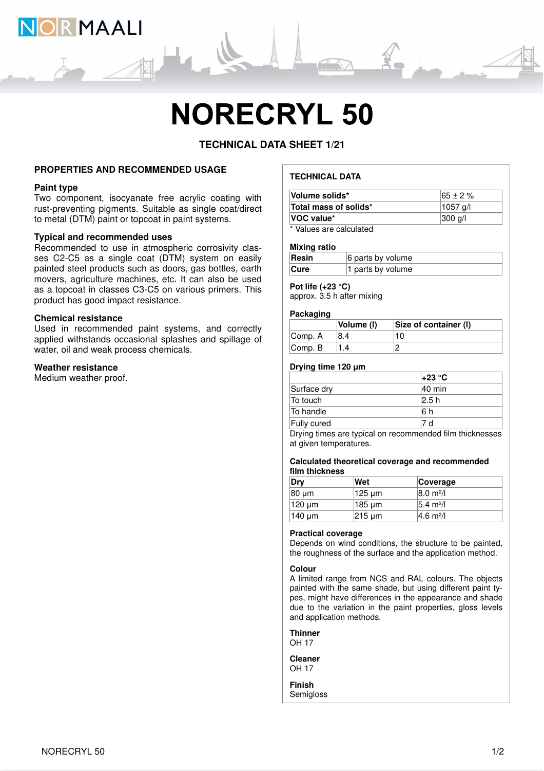# NORECRYL 50

**TECHNICAL DATA SHEET 1/21**

## PROPERTIES AND RECOMMENDED USAGE

### Paint type

Two component, isocyanate free acrylic coating with rust-preventing pigments. Suitable as single coat/direct to metal (DTM) paint or topcoat in paint systems.

### Typical and recommended uses

Recommended to use in atmospheric corrosivity classes C2-C5 as a single coat (DTM) system on easily painted steel products such as doors, gas bottles, earth movers, agriculture machines, etc. It can also be used as a topcoat in classes C3-C5 on various primers. This product has good impact resistance.

### Chemical resistance

Used in recommended paint systems, and correctly applied withstands occasional splashes and spillage of water, oil and weak process chemicals.

### Weather resistance

Medium weather proof.

## TECHNICAL DATA

| | |
|---|---|
| **Volume solids*** | 65 ± 2 % |
| **Total mass of solids*** | 1057 g/l |
| **VOC value*** | 300 g/l |

\* Values are calculated

### Mixing ratio

| | |
|---|---|
| **Resin** | 6 parts by volume |
| **Cure** | 1 parts by volume |

### Pot life (+23 °C)

approx. 3.5 h after mixing

### Packaging

| | Volume (l) | Size of container (l) |
|---|---|---|
| Comp. A | 8.4 | 10 |
| Comp. B | 1.4 | 2 |

### Drying time 120 µm

| | +23 °C |
|---|---|
| Surface dry | 40 min |
| To touch | 2.5 h |
| To handle | 6 h |
| Fully cured | 7 d |

Drying times are typical on recommended film thicknesses at given temperatures.

### Calculated theoretical coverage and recommended film thickness

| Dry | Wet | Coverage |
|---|---|---|
| 80 µm | 125 µm | 8.0 m²/l |
| 120 µm | 185 µm | 5.4 m²/l |
| 140 µm | 215 µm | 4.6 m²/l |

### Practical coverage

Depends on wind conditions, the structure to be painted, the roughness of the surface and the application method.

### Colour

A limited range from NCS and RAL colours. The objects painted with the same shade, but using different paint types, might have differences in the appearance and shade due to the variation in the paint properties, gloss levels and application methods.

### Thinner

OH 17

### Cleaner

OH 17

### Finish

Semigloss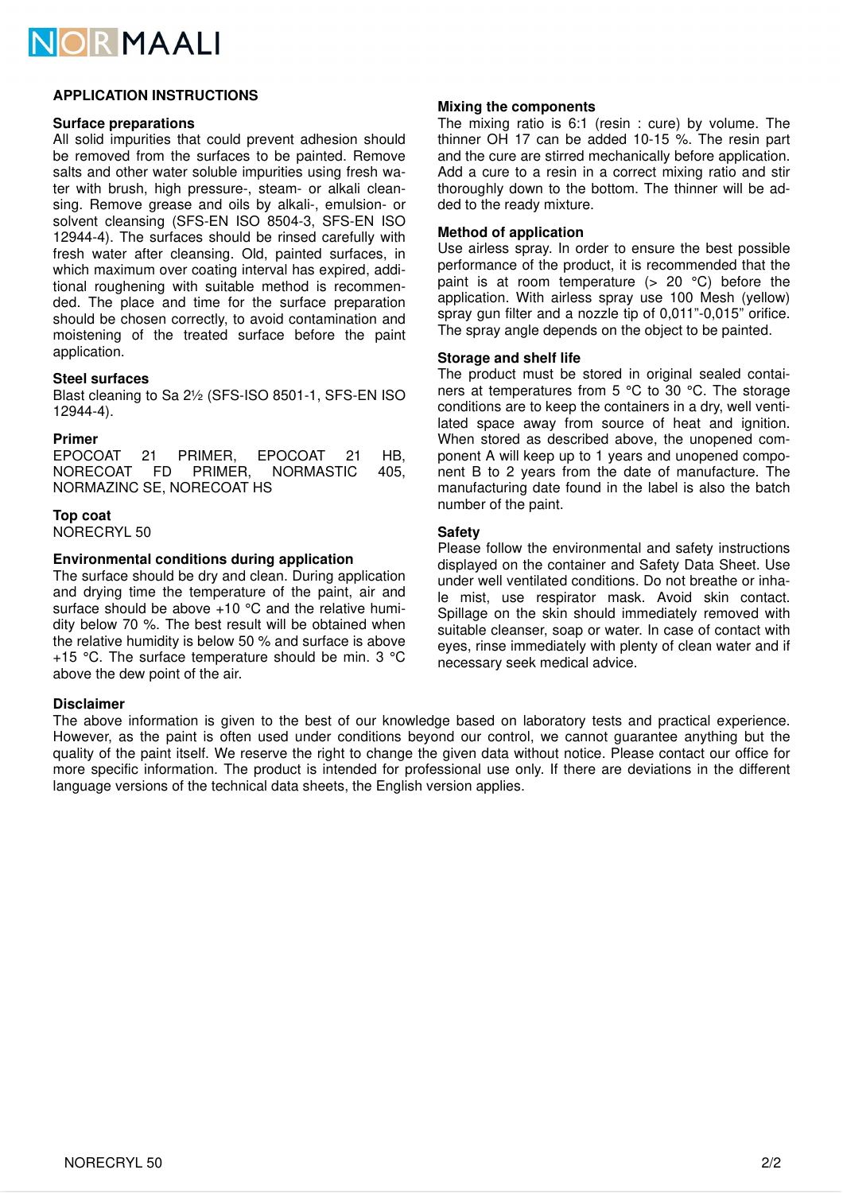## APPLICATION INSTRUCTIONS

### Surface preparations

All solid impurities that could prevent adhesion should be removed from the surfaces to be painted. Remove salts and other water soluble impurities using fresh water with brush, high pressure-, steam- or alkali cleansing. Remove grease and oils by alkali-, emulsion- or solvent cleansing (SFS-EN ISO 8504-3, SFS-EN ISO 12944-4). The surfaces should be rinsed carefully with fresh water after cleansing. Old, painted surfaces, in which maximum over coating interval has expired, additional roughening with suitable method is recommended. The place and time for the surface preparation should be chosen correctly, to avoid contamination and moistening of the treated surface before the paint application.

### Steel surfaces

Blast cleaning to Sa 2½ (SFS-ISO 8501-1, SFS-EN ISO 12944-4).

### Primer

EPOCOAT 21 PRIMER, EPOCOAT 21 HB, NORECOAT FD PRIMER, NORMASTIC 405, NORMAZINC SE, NORECOAT HS

### Top coat

NORECRYL 50

### Environmental conditions during application

The surface should be dry and clean. During application and drying time the temperature of the paint, air and surface should be above +10 °C and the relative humidity below 70 %. The best result will be obtained when the relative humidity is below 50 % and surface is above +15 °C. The surface temperature should be min. 3 °C above the dew point of the air.

### Mixing the components

The mixing ratio is 6:1 (resin : cure) by volume. The thinner OH 17 can be added 10-15 %. The resin part and the cure are stirred mechanically before application. Add a cure to a resin in a correct mixing ratio and stir thoroughly down to the bottom. The thinner will be added to the ready mixture.

### Method of application

Use airless spray. In order to ensure the best possible performance of the product, it is recommended that the paint is at room temperature (> 20 °C) before the application. With airless spray use 100 Mesh (yellow) spray gun filter and a nozzle tip of 0,011”-0,015” orifice. The spray angle depends on the object to be painted.

### Storage and shelf life

The product must be stored in original sealed containers at temperatures from 5 °C to 30 °C. The storage conditions are to keep the containers in a dry, well ventilated space away from source of heat and ignition. When stored as described above, the unopened component A will keep up to 1 years and unopened component B to 2 years from the date of manufacture. The manufacturing date found in the label is also the batch number of the paint.

### Safety

Please follow the environmental and safety instructions displayed on the container and Safety Data Sheet. Use under well ventilated conditions. Do not breathe or inhale mist, use respirator mask. Avoid skin contact. Spillage on the skin should immediately removed with suitable cleanser, soap or water. In case of contact with eyes, rinse immediately with plenty of clean water and if necessary seek medical advice.

### Disclaimer

The above information is given to the best of our knowledge based on laboratory tests and practical experience. However, as the paint is often used under conditions beyond our control, we cannot guarantee anything but the quality of the paint itself. We reserve the right to change the given data without notice. Please contact our office for more specific information. The product is intended for professional use only. If there are deviations in the different language versions of the technical data sheets, the English version applies.